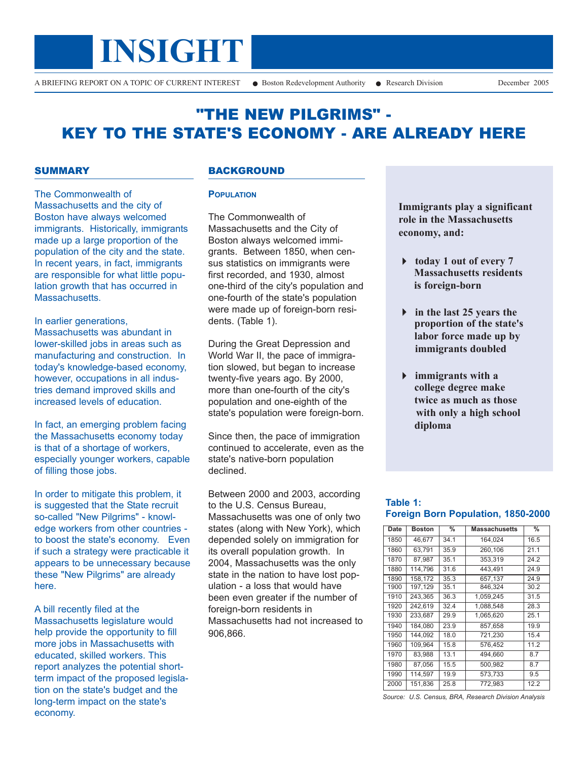# INSIGHT

A BRIEFING REPORT ON A TOPIC OF CURRENT INTEREST ● Boston Redevelopment Authority ● Research Division December 2005

# "THE NEW PILGRIMS" - KEY TO THE STATE'S ECONOMY - ARE ALREADY HERE

## SUMMARY

The Commonwealth of Massachusetts and the city of Boston have always welcomed immigrants. Historically, immigrants made up a large proportion of the population of the city and the state. In recent years, in fact, immigrants are responsible for what little population growth that has occurred in Massachusetts.

In earlier generations, Massachusetts was abundant in lower-skilled jobs in areas such as manufacturing and construction. In today's knowledge-based economy, however, occupations in all industries demand improved skills and increased levels of education.

In fact, an emerging problem facing the Massachusetts economy today is that of a shortage of workers, especially younger workers, capable of filling those jobs.

In order to mitigate this problem, it is suggested that the State recruit so-called "New Pilgrims" - knowledge workers from other countries - to boost the state's economy. Even if such a strategy were practicable it appears to be unnecessary because these "New Pilgrims" are already here.

A bill recently filed at the Massachusetts legislature would help provide the opportunity to fill more jobs in Massachusetts with educated, skilled workers. This report analyzes the potential short-term impact of the proposed legislation on the state's budget and the long-term impact on the state's economy.

## BACKGROUND

### Population

The Commonwealth of Massachusetts and the City of Boston always welcomed immigrants. Between 1850, when census statistics on immigrants were first recorded, and 1930, almost one-third of the city's population and one-fourth of the state's population were made up of foreign-born residents. (Table 1).

During the Great Depression and World War II, the pace of immigration slowed, but began to increase twenty-five years ago. By 2000, more than one-fourth of the city's population and one-eighth of the state's population were foreign-born.

Since then, the pace of immigration continued to accelerate, even as the state's native-born population declined.

Between 2000 and 2003, according to the U.S. Census Bureau, Massachusetts was one of only two states (along with New York), which depended solely on immigration for its overall population growth. In 2004, Massachusetts was the only state in the nation to have lost population - a loss that would have been even greater if the number of foreign-born residents in Massachusetts had not increased to 906,866.

**Immigrants play a significant role in the Massachusetts economy, and:**

- **today 1 out of every 7 Massachusetts residents is foreign-born**
- **in the last 25 years the proportion of the state's labor force made up by immigrants doubled**
- **immigrants with a college degree make twice as much as those with only a high school diploma**

**Table 1: Foreign Born Population, 1850-2000**

| Date | Boston | % | Massachusetts | % |
|---|---|---|---|---|
| 1850 | 46,677 | 34.1 | 164,024 | 16.5 |
| 1860 | 63,791 | 35.9 | 260,106 | 21.1 |
| 1870 | 87,987 | 35.1 | 353,319 | 24.2 |
| 1880 | 114,796 | 31.6 | 443,491 | 24.9 |
| 1890 | 158,172 | 35.3 | 657,137 | 24.9 |
| 1900 | 197,129 | 35.1 | 846,324 | 30.2 |
| 1910 | 243,365 | 36.3 | 1,059,245 | 31.5 |
| 1920 | 242,619 | 32.4 | 1,088,548 | 28.3 |
| 1930 | 233,687 | 29.9 | 1,065,620 | 25.1 |
| 1940 | 184,080 | 23.9 | 857,658 | 19.9 |
| 1950 | 144,092 | 18.0 | 721,230 | 15.4 |
| 1960 | 109,964 | 15.8 | 576,452 | 11.2 |
| 1970 | 83,988 | 13.1 | 494,660 | 8.7 |
| 1980 | 87,056 | 15.5 | 500,982 | 8.7 |
| 1990 | 114,597 | 19.9 | 573,733 | 9.5 |
| 2000 | 151,836 | 25.8 | 772,983 | 12.2 |

*Source: U.S. Census, BRA, Research Division Analysis*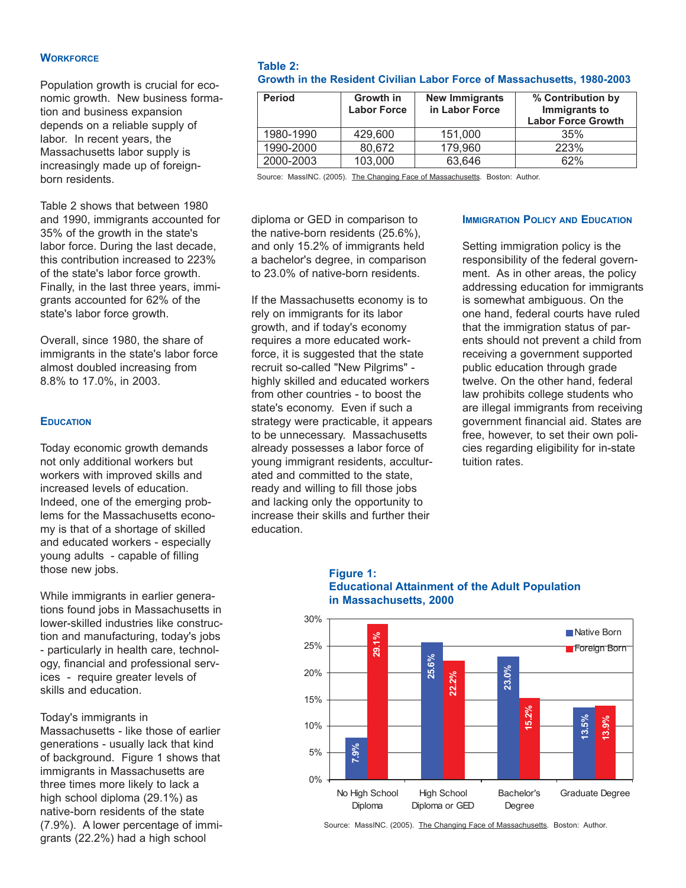## Workforce

Population growth is crucial for economic growth. New business formation and business expansion depends on a reliable supply of labor. In recent years, the Massachusetts labor supply is increasingly made up of foreign-born residents.

Table 2 shows that between 1980 and 1990, immigrants accounted for 35% of the growth in the state's labor force. During the last decade, this contribution increased to 223% of the state's labor force growth. Finally, in the last three years, immigrants accounted for 62% of the state's labor force growth.

Overall, since 1980, the share of immigrants in the state's labor force almost doubled increasing from 8.8% to 17.0%, in 2003.

**Table 2:**
**Growth in the Resident Civilian Labor Force of Massachusetts, 1980-2003**

| Period | Growth in Labor Force | New Immigrants in Labor Force | % Contribution by Immigrants to Labor Force Growth |
|---|---|---|---|
| 1980-1990 | 429,600 | 151,000 | 35% |
| 1990-2000 | 80,672 | 179,960 | 223% |
| 2000-2003 | 103,000 | 63,646 | 62% |

Source: MassINC. (2005). The Changing Face of Massachusetts. Boston: Author.

## Education

Today economic growth demands not only additional workers but workers with improved skills and increased levels of education. Indeed, one of the emerging problems for the Massachusetts economy is that of a shortage of skilled and educated workers - especially young adults - capable of filling those new jobs.

While immigrants in earlier generations found jobs in Massachusetts in lower-skilled industries like construction and manufacturing, today's jobs - particularly in health care, technology, financial and professional services - require greater levels of skills and education.

Today's immigrants in Massachusetts - like those of earlier generations - usually lack that kind of background. Figure 1 shows that immigrants in Massachusetts are three times more likely to lack a high school diploma (29.1%) as native-born residents of the state (7.9%). A lower percentage of immigrants (22.2%) had a high school diploma or GED in comparison to the native-born residents (25.6%), and only 15.2% of immigrants held a bachelor's degree, in comparison to 23.0% of native-born residents.

If the Massachusetts economy is to rely on immigrants for its labor growth, and if today's economy requires a more educated workforce, it is suggested that the state recruit so-called "New Pilgrims" - highly skilled and educated workers from other countries - to boost the state's economy. Even if such a strategy were practicable, it appears to be unnecessary. Massachusetts already possesses a labor force of young immigrant residents, acculturated and committed to the state, ready and willing to fill those jobs and lacking only the opportunity to increase their skills and further their education.

## Immigration Policy and Education

Setting immigration policy is the responsibility of the federal government. As in other areas, the policy addressing education for immigrants is somewhat ambiguous. On the one hand, federal courts have ruled that the immigration status of parents should not prevent a child from receiving a government supported public education through grade twelve. On the other hand, federal law prohibits college students who are illegal immigrants from receiving government financial aid. States are free, however, to set their own policies regarding eligibility for in-state tuition rates.

**Figure 1:**
**Educational Attainment of the Adult Population in Massachusetts, 2000**

| | Native Born | Foreign Born |
|---|---|---|
| No High School Diploma | 7.9% | 29.1% |
| High School Diploma or GED | 25.6% | 22.2% |
| Bachelor's Degree | 23.0% | 15.2% |
| Graduate Degree | 13.5% | 13.9% |

Source: MassINC. (2005). The Changing Face of Massachusetts. Boston: Author.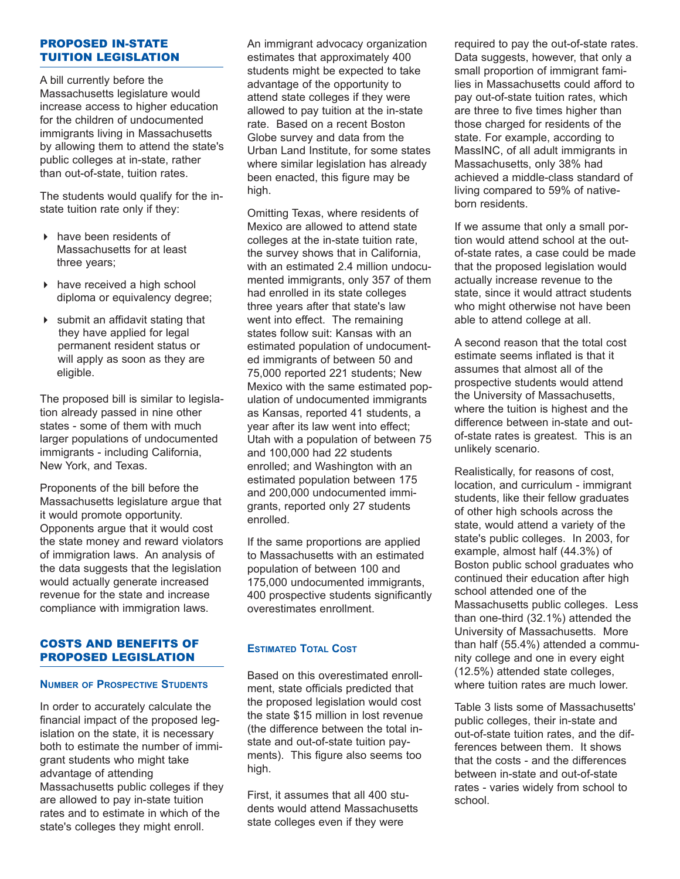## PROPOSED IN-STATE TUITION LEGISLATION

A bill currently before the Massachusetts legislature would increase access to higher education for the children of undocumented immigrants living in Massachusetts by allowing them to attend the state's public colleges at in-state, rather than out-of-state, tuition rates.

The students would qualify for the in-state tuition rate only if they:

- have been residents of Massachusetts for at least three years;
- have received a high school diploma or equivalency degree;
- submit an affidavit stating that they have applied for legal permanent resident status or will apply as soon as they are eligible.

The proposed bill is similar to legislation already passed in nine other states - some of them with much larger populations of undocumented immigrants - including California, New York, and Texas.

Proponents of the bill before the Massachusetts legislature argue that it would promote opportunity. Opponents argue that it would cost the state money and reward violators of immigration laws. An analysis of the data suggests that the legislation would actually generate increased revenue for the state and increase compliance with immigration laws.

## COSTS AND BENEFITS OF PROPOSED LEGISLATION

### Number of Prospective Students

In order to accurately calculate the financial impact of the proposed legislation on the state, it is necessary both to estimate the number of immigrant students who might take advantage of attending Massachusetts public colleges if they are allowed to pay in-state tuition rates and to estimate in which of the state's colleges they might enroll.

An immigrant advocacy organization estimates that approximately 400 students might be expected to take advantage of the opportunity to attend state colleges if they were allowed to pay tuition at the in-state rate. Based on a recent Boston Globe survey and data from the Urban Land Institute, for some states where similar legislation has already been enacted, this figure may be high.

Omitting Texas, where residents of Mexico are allowed to attend state colleges at the in-state tuition rate, the survey shows that in California, with an estimated 2.4 million undocumented immigrants, only 357 of them had enrolled in its state colleges three years after that state's law went into effect. The remaining states follow suit: Kansas with an estimated population of undocumented immigrants of between 50 and 75,000 reported 221 students; New Mexico with the same estimated population of undocumented immigrants as Kansas, reported 41 students, a year after its law went into effect; Utah with a population of between 75 and 100,000 had 22 students enrolled; and Washington with an estimated population between 175 and 200,000 undocumented immigrants, reported only 27 students enrolled.

If the same proportions are applied to Massachusetts with an estimated population of between 100 and 175,000 undocumented immigrants, 400 prospective students significantly overestimates enrollment.

### Estimated Total Cost

Based on this overestimated enrollment, state officials predicted that the proposed legislation would cost the state $15 million in lost revenue (the difference between the total in-state and out-of-state tuition payments). This figure also seems too high.

First, it assumes that all 400 students would attend Massachusetts state colleges even if they were required to pay the out-of-state rates. Data suggests, however, that only a small proportion of immigrant families in Massachusetts could afford to pay out-of-state tuition rates, which are three to five times higher than those charged for residents of the state. For example, according to MassINC, of all adult immigrants in Massachusetts, only 38% had achieved a middle-class standard of living compared to 59% of native-born residents.

If we assume that only a small portion would attend school at the out-of-state rates, a case could be made that the proposed legislation would actually increase revenue to the state, since it would attract students who might otherwise not have been able to attend college at all.

A second reason that the total cost estimate seems inflated is that it assumes that almost all of the prospective students would attend the University of Massachusetts, where the tuition is highest and the difference between in-state and out-of-state rates is greatest. This is an unlikely scenario.

Realistically, for reasons of cost, location, and curriculum - immigrant students, like their fellow graduates of other high schools across the state, would attend a variety of the state's public colleges. In 2003, for example, almost half (44.3%) of Boston public school graduates who continued their education after high school attended one of the Massachusetts public colleges. Less than one-third (32.1%) attended the University of Massachusetts. More than half (55.4%) attended a community college and one in every eight (12.5%) attended state colleges, where tuition rates are much lower.

Table 3 lists some of Massachusetts' public colleges, their in-state and out-of-state tuition rates, and the differences between them. It shows that the costs - and the differences between in-state and out-of-state rates - varies widely from school to school.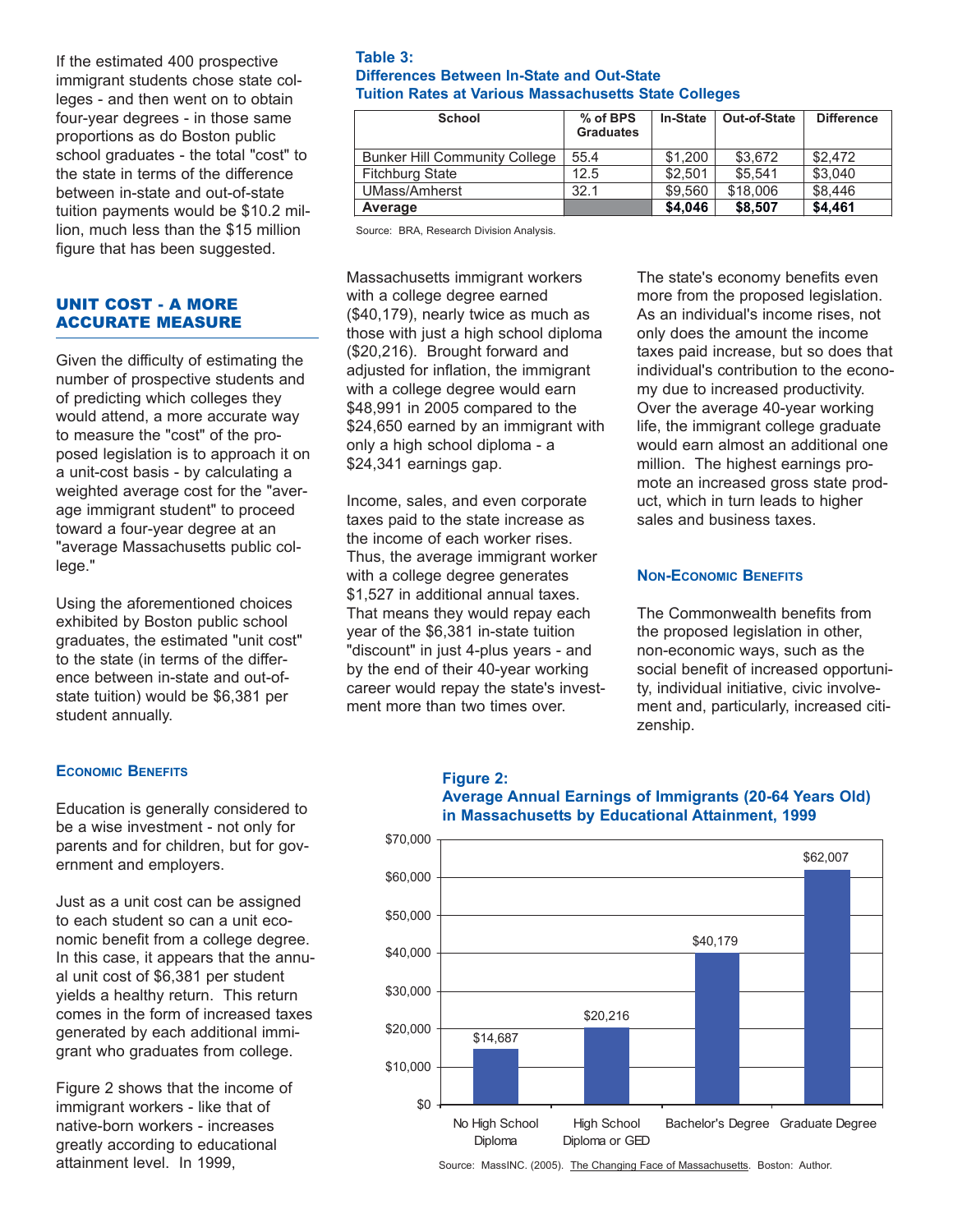If the estimated 400 prospective immigrant students chose state colleges - and then went on to obtain four-year degrees - in those same proportions as do Boston public school graduates - the total "cost" to the state in terms of the difference between in-state and out-of-state tuition payments would be $10.2 million, much less than the $15 million figure that has been suggested.

## UNIT COST - A MORE ACCURATE MEASURE

Given the difficulty of estimating the number of prospective students and of predicting which colleges they would attend, a more accurate way to measure the "cost" of the proposed legislation is to approach it on a unit-cost basis - by calculating a weighted average cost for the "average immigrant student" to proceed toward a four-year degree at an "average Massachusetts public college."

Using the aforementioned choices exhibited by Boston public school graduates, the estimated "unit cost" to the state (in terms of the difference between in-state and out-of-state tuition) would be $6,381 per student annually.

**Table 3:**
**Differences Between In-State and Out-State Tuition Rates at Various Massachusetts State Colleges**

| School | % of BPS Graduates | In-State | Out-of-State | Difference |
|---|---|---|---|---|
| Bunker Hill Community College | 55.4 | $1,200 | $3,672 | $2,472 |
| Fitchburg State | 12.5 | $2,501 | $5,541 | $3,040 |
| UMass/Amherst | 32.1 | $9,560 | $18,006 | $8,446 |
| **Average** | | **$4,046** | **$8,507** | **$4,461** |

Source: BRA, Research Division Analysis.

### Economic Benefits

Education is generally considered to be a wise investment - not only for parents and for children, but for government and employers.

Just as a unit cost can be assigned to each student so can a unit economic benefit from a college degree. In this case, it appears that the annual unit cost of $6,381 per student yields a healthy return. This return comes in the form of increased taxes generated by each additional immigrant who graduates from college.

Figure 2 shows that the income of immigrant workers - like that of native-born workers - increases greatly according to educational attainment level. In 1999, Massachusetts immigrant workers with a college degree earned ($40,179), nearly twice as much as those with just a high school diploma ($20,216). Brought forward and adjusted for inflation, the immigrant with a college degree would earn $48,991 in 2005 compared to the $24,650 earned by an immigrant with only a high school diploma - a $24,341 earnings gap.

Income, sales, and even corporate taxes paid to the state increase as the income of each worker rises. Thus, the average immigrant worker with a college degree generates $1,527 in additional annual taxes. That means they would repay each year of the $6,381 in-state tuition "discount" in just 4-plus years - and by the end of their 40-year working career would repay the state's investment more than two times over.

The state's economy benefits even more from the proposed legislation. As an individual's income rises, not only does the amount the income taxes paid increase, but so does that individual's contribution to the economy due to increased productivity. Over the average 40-year working life, the immigrant college graduate would earn almost an additional one million. The highest earnings promote an increased gross state product, which in turn leads to higher sales and business taxes.

### Non-Economic Benefits

The Commonwealth benefits from the proposed legislation in other, non-economic ways, such as the social benefit of increased opportunity, individual initiative, civic involvement and, particularly, increased citizenship.

**Figure 2:**
**Average Annual Earnings of Immigrants (20-64 Years Old) in Massachusetts by Educational Attainment, 1999**

| Educational Attainment | Average Annual Earnings |
|---|---|
| No High School Diploma | $14,687 |
| High School Diploma or GED | $20,216 |
| Bachelor's Degree | $40,179 |
| Graduate Degree | $62,007 |

Source: MassINC. (2005). The Changing Face of Massachusetts. Boston: Author.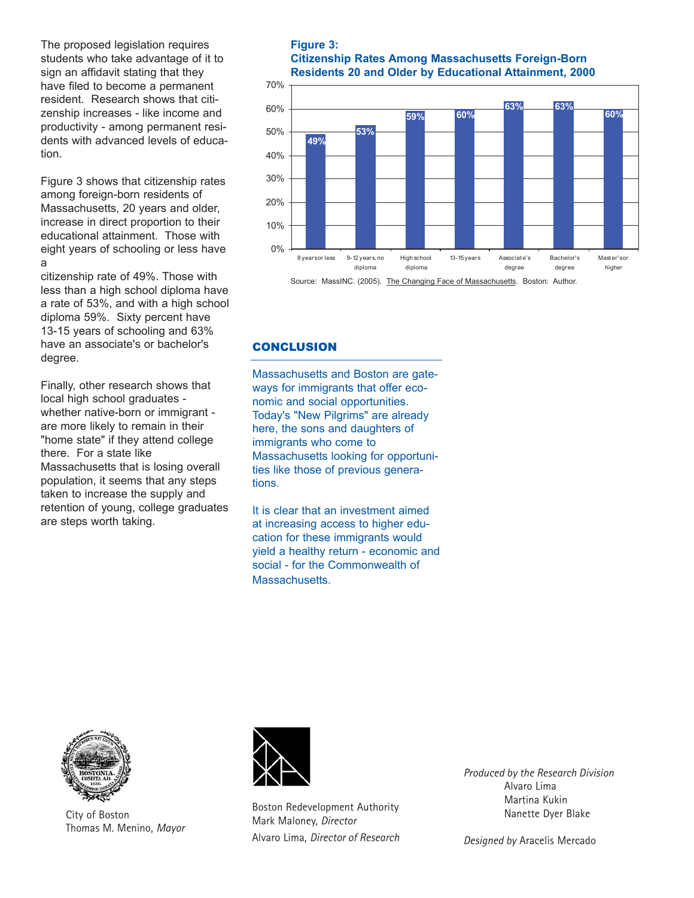The proposed legislation requires students who take advantage of it to sign an affidavit stating that they have filed to become a permanent resident. Research shows that citizenship increases - like income and productivity - among permanent residents with advanced levels of education.

Figure 3 shows that citizenship rates among foreign-born residents of Massachusetts, 20 years and older, increase in direct proportion to their educational attainment. Those with eight years of schooling or less have a citizenship rate of 49%. Those with less than a high school diploma have a rate of 53%, and with a high school diploma 59%. Sixty percent have 13-15 years of schooling and 63% have an associate's or bachelor's degree.

Finally, other research shows that local high school graduates - whether native-born or immigrant - are more likely to remain in their "home state" if they attend college there. For a state like Massachusetts that is losing overall population, it seems that any steps taken to increase the supply and retention of young, college graduates are steps worth taking.

**Figure 3: Citizenship Rates Among Massachusetts Foreign-Born Residents 20 and Older by Educational Attainment, 2000**

70%
60%
50%
40%
30%
20%
10%
0%

49%
53%
59%
60%
63%
63%
60%

8 years or less
9-12 years, no diploma
High school diploma
13-15 years
Associate's degree
Bachelor's degree
Master's or higher

Source: MassINC. (2005). The Changing Face of Massachusetts. Boston: Author.

## CONCLUSION

Massachusetts and Boston are gateways for immigrants that offer economic and social opportunities. Today's "New Pilgrims" are already here, the sons and daughters of immigrants who come to Massachusetts looking for opportunities like those of previous generations.

It is clear that an investment aimed at increasing access to higher education for these immigrants would yield a healthy return - economic and social - for the Commonwealth of Massachusetts.

City of Boston
Thomas M. Menino, *Mayor*

Boston Redevelopment Authority
Mark Maloney, *Director*
Alvaro Lima, *Director of Research*

*Produced by the Research Division*
Alvaro Lima
Martina Kukin
Nanette Dyer Blake

*Designed by* Aracelis Mercado